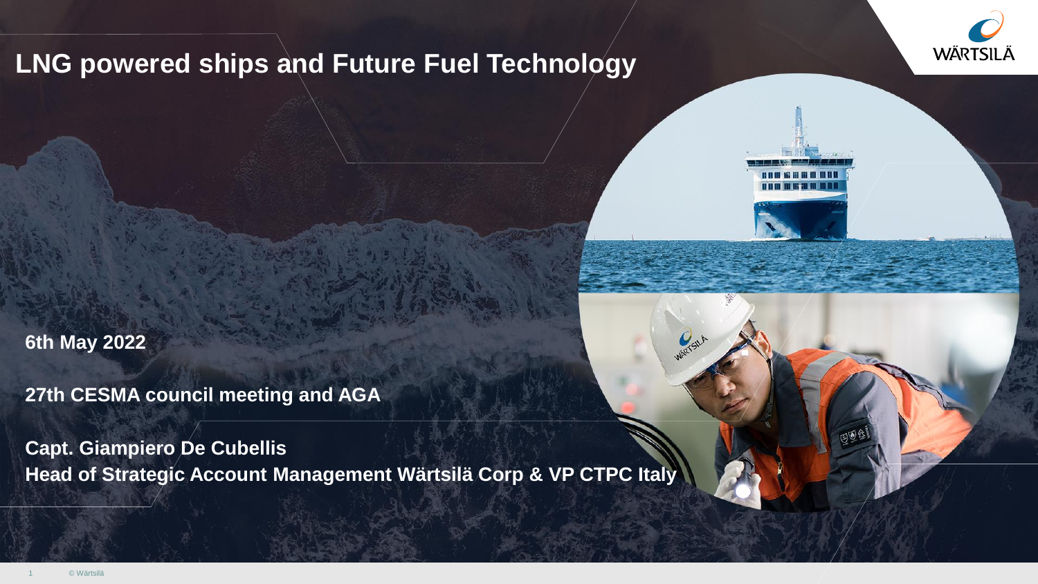# LNG powered ships and Future Fuel Technology

**6th May 2022**

**27th CESMA council meeting and AGA**

**Capt. Giampiero De Cubellis**
**Head of Strategic Account Management Wärtsilä Corp & VP CTPC Italy**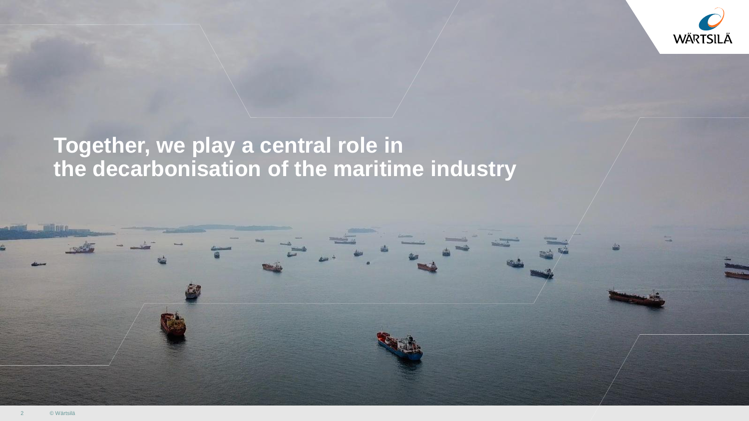# Together, we play a central role in the decarbonisation of the maritime industry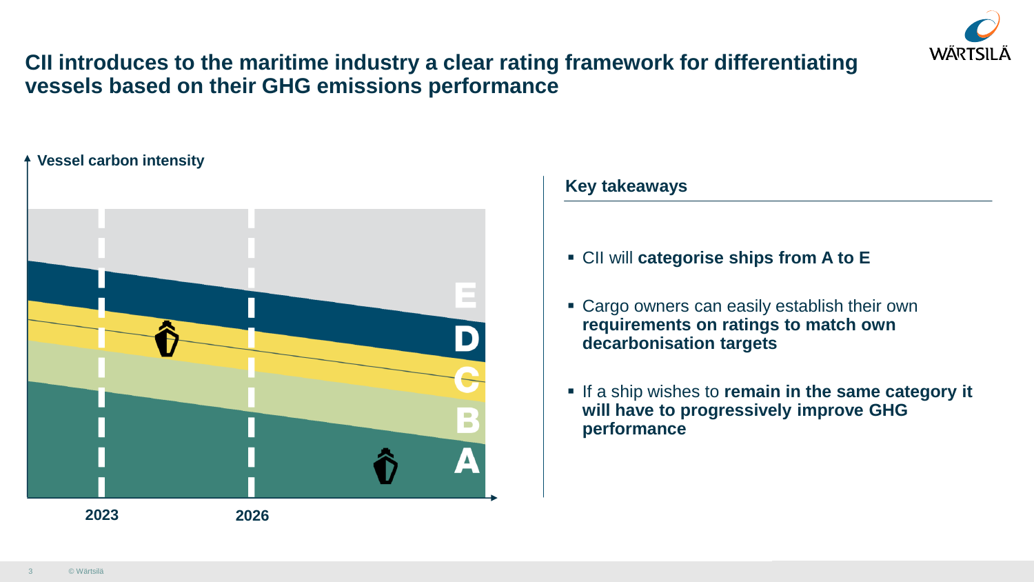# CII introduces to the maritime industry a clear rating framework for differentiating vessels based on their GHG emissions performance

Vessel carbon intensity

E
D
C
B
A

2023
2026

## Key takeaways

- CII will **categorise ships from A to E**
- Cargo owners can easily establish their own **requirements on ratings to match own decarbonisation targets**
- If a ship wishes to **remain in the same category it will have to progressively improve GHG performance**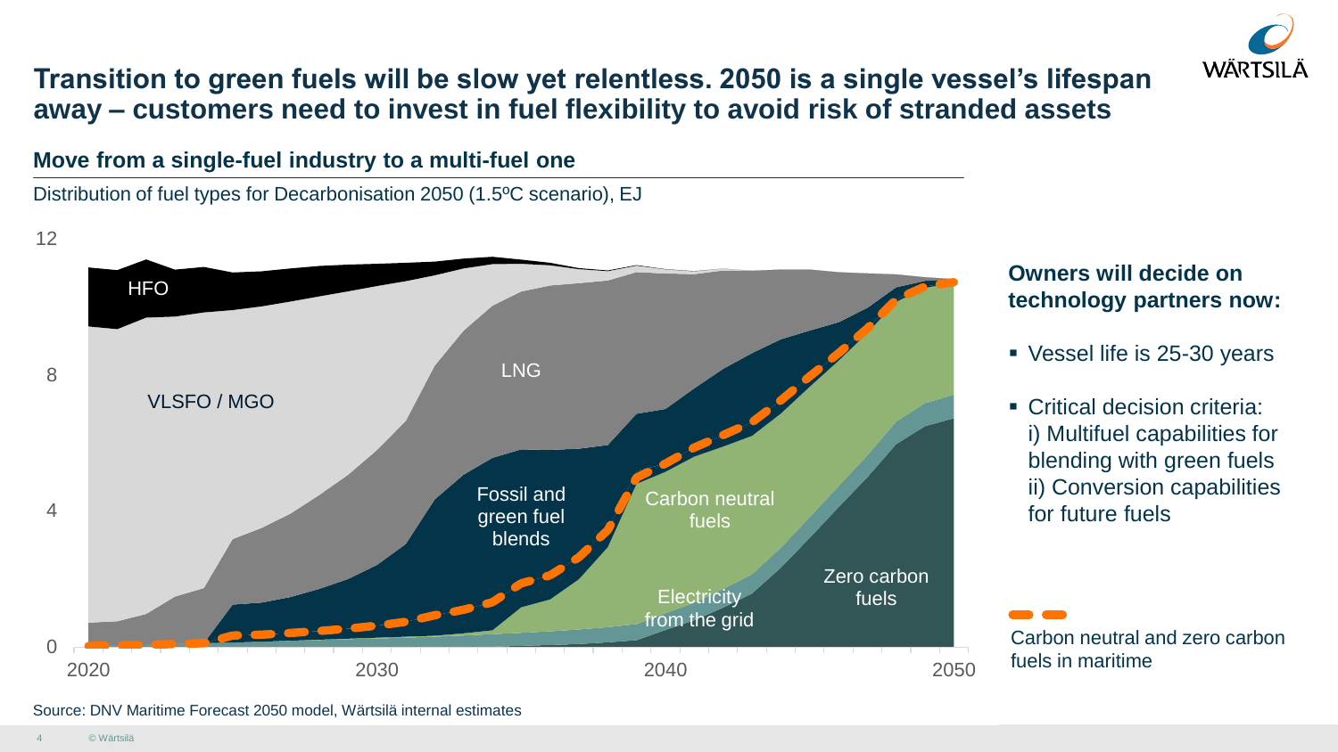# Transition to green fuels will be slow yet relentless. 2050 is a single vessel's lifespan away – customers need to invest in fuel flexibility to avoid risk of stranded assets

## Move from a single-fuel industry to a multi-fuel one

Distribution of fuel types for Decarbonisation 2050 (1.5ºC scenario), EJ

Chart labels: HFO; VLSFO / MGO; LNG; Fossil and green fuel blends; Carbon neutral fuels; Electricity from the grid; Zero carbon fuels. Y-axis: 0, 4, 8, 12. X-axis: 2020, 2030, 2040, 2050.

Legend: Carbon neutral and zero carbon fuels in maritime

### Owners will decide on technology partners now:

- Vessel life is 25-30 years
- Critical decision criteria:
  i) Multifuel capabilities for blending with green fuels
  ii) Conversion capabilities for future fuels

Source: DNV Maritime Forecast 2050 model, Wärtsilä internal estimates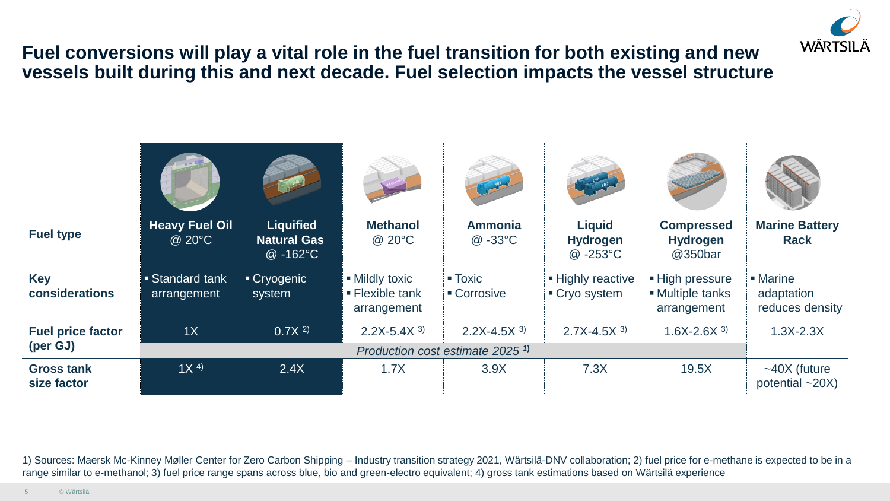# Fuel conversions will play a vital role in the fuel transition for both existing and new vessels built during this and next decade. Fuel selection impacts the vessel structure

| Fuel type | Heavy Fuel Oil @ 20°C | Liquified Natural Gas @ -162°C | Methanol @ 20°C | Ammonia @ -33°C | Liquid Hydrogen @ -253°C | Compressed Hydrogen @350bar | Marine Battery Rack |
|---|---|---|---|---|---|---|---|
| **Key considerations** | ▪ Standard tank arrangement | ▪ Cryogenic system | ▪ Mildly toxic<br>▪ Flexible tank arrangement | ▪ Toxic<br>▪ Corrosive | ▪ Highly reactive<br>▪ Cryo system | ▪ High pressure<br>▪ Multiple tanks arrangement | ▪ Marine adaptation reduces density |
| **Fuel price factor (per GJ)** | 1X | 0.7X [2] | 2.2X-5.4X [3] | 2.2X-4.5X [3] | 2.7X-4.5X [3] | 1.6X-2.6X [3] | 1.3X-2.3X |
| | *Production cost estimate 2025* [1] | | | | | | |
| **Gross tank size factor** | 1X [4] | 2.4X | 1.7X | 3.9X | 7.3X | 19.5X | ~40X (future potential ~20X) |

1) Sources: Maersk Mc-Kinney Møller Center for Zero Carbon Shipping – Industry transition strategy 2021, Wärtsilä-DNV collaboration; 2) fuel price for e-methane is expected to be in a range similar to e-methanol; 3) fuel price range spans across blue, bio and green-electro equivalent; 4) gross tank estimations based on Wärtsilä experience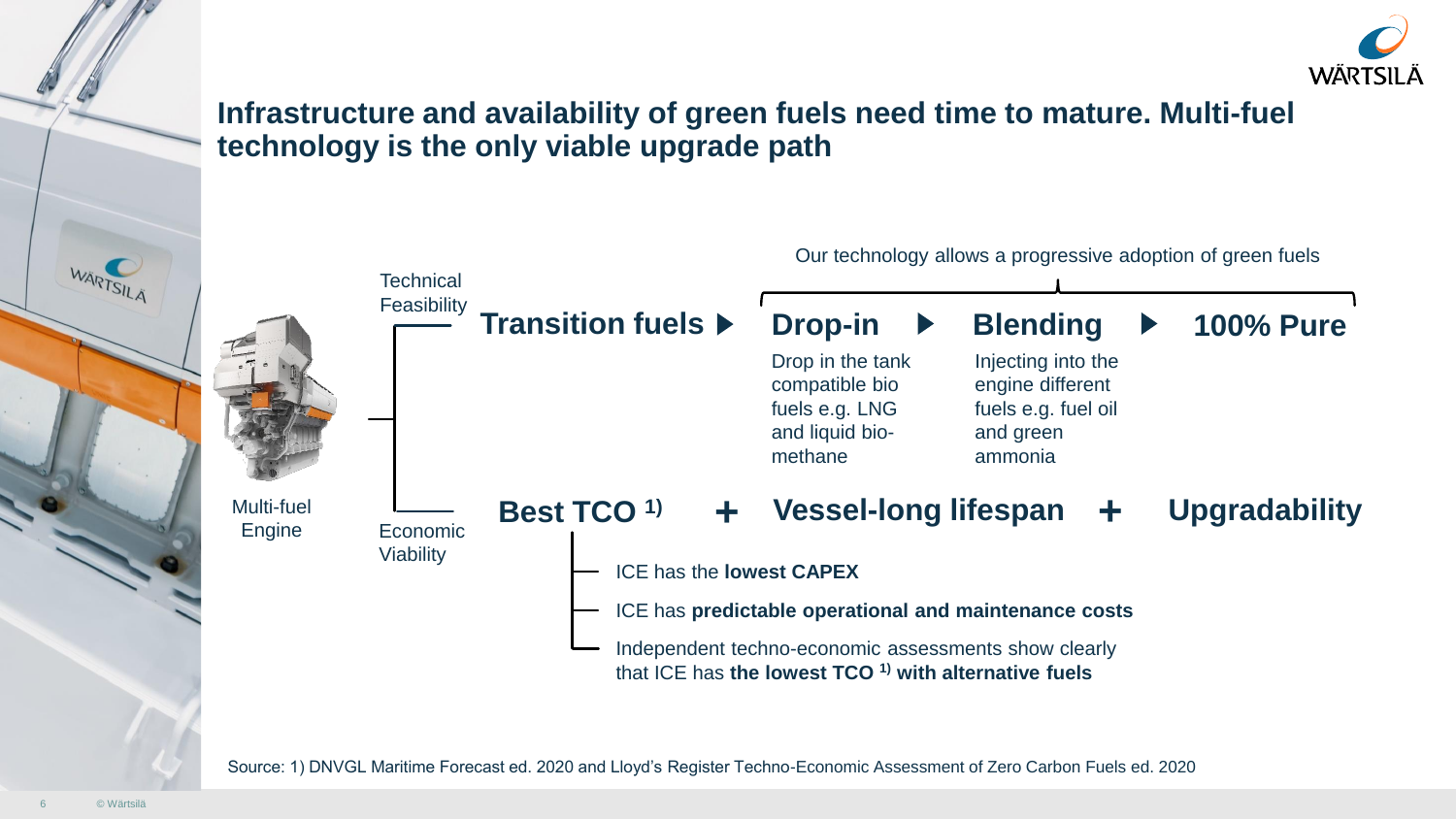# Infrastructure and availability of green fuels need time to mature. Multi-fuel technology is the only viable upgrade path

Our technology allows a progressive adoption of green fuels

Multi-fuel Engine

**Technical Feasibility**

**Transition fuels ▶ Drop-in ▶ Blending ▶ 100% Pure**

- **Drop-in:** Drop in the tank compatible bio fuels e.g. LNG and liquid bio-methane
- **Blending:** Injecting into the engine different fuels e.g. fuel oil and green ammonia

**Economic Viability**

**Best TCO [1] + Vessel-long lifespan + Upgradability**

- ICE has the **lowest CAPEX**
- ICE has **predictable operational and maintenance costs**
- Independent techno-economic assessments show clearly that ICE has **the lowest TCO [1] with alternative fuels**

Source: 1) DNVGL Maritime Forecast ed. 2020 and Lloyd's Register Techno-Economic Assessment of Zero Carbon Fuels ed. 2020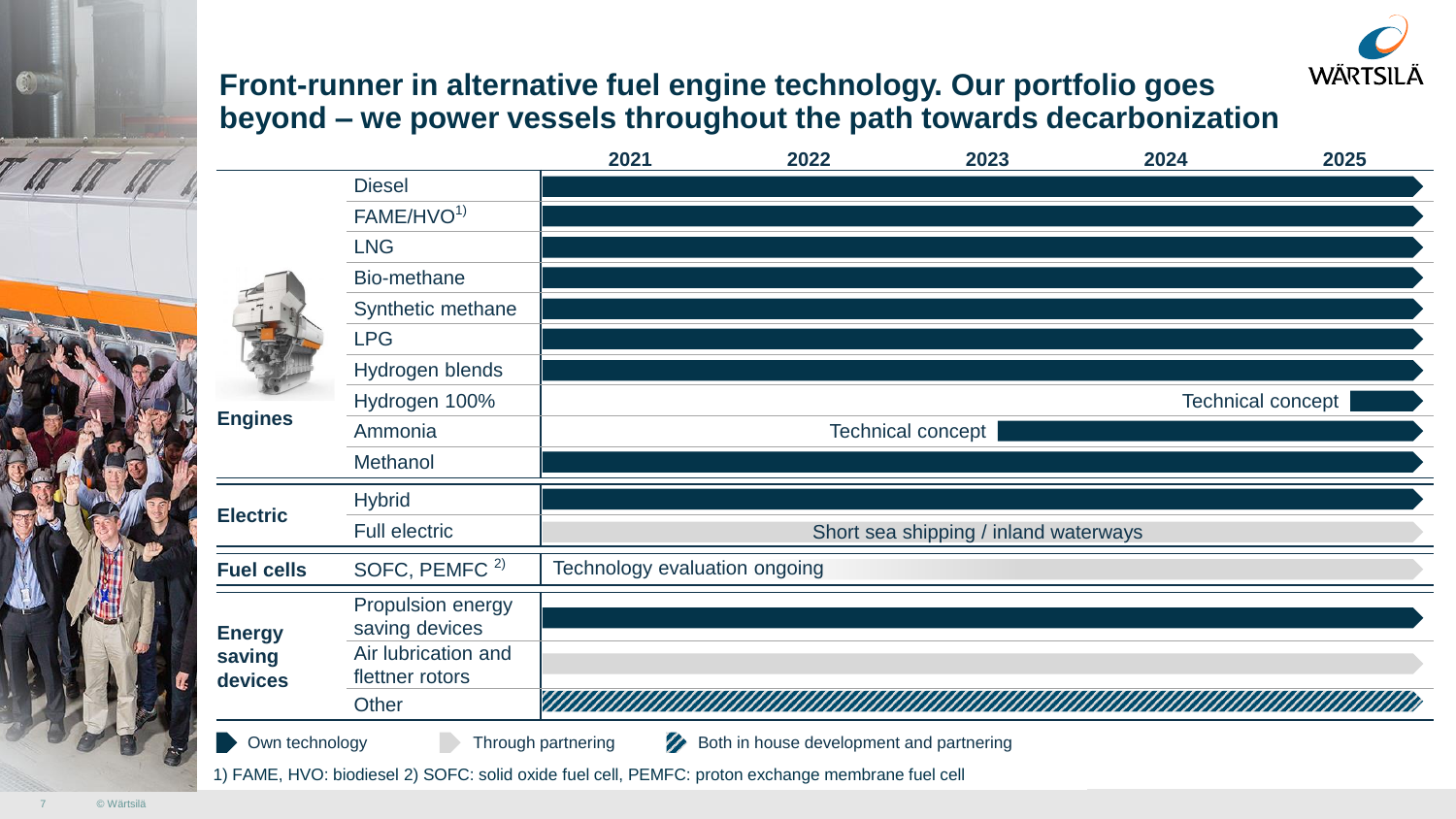# Front-runner in alternative fuel engine technology. Our portfolio goes beyond – we power vessels throughout the path towards decarbonization

| Category | Technology | 2021 – 2025 |
|---|---|---|
| **Engines** | Diesel | Own technology (2021–2025) |
| | FAME/HVO[1] | Own technology (2021–2025) |
| | LNG | Own technology (2021–2025) |
| | Bio-methane | Own technology (2021–2025) |
| | Synthetic methane | Own technology (2021–2025) |
| | LPG | Own technology (2021–2025) |
| | Hydrogen blends | Own technology (2021–2025) |
| | Hydrogen 100% | Technical concept; own technology from 2025 |
| | Ammonia | Technical concept; own technology from 2023 |
| | Methanol | Own technology (2021–2025) |
| **Electric** | Hybrid | Own technology (2021–2025) |
| | Full electric | Short sea shipping / inland waterways (through partnering) |
| **Fuel cells** | SOFC, PEMFC [2] | Technology evaluation ongoing (through partnering) |
| **Energy saving devices** | Propulsion energy saving devices | Own technology (2021–2025) |
| | Air lubrication and flettner rotors | Through partnering (2021–2025) |
| | Other | Both in house development and partnering (2021–2025) |

Legend: Own technology · Through partnering · Both in house development and partnering

1) FAME, HVO: biodiesel 2) SOFC: solid oxide fuel cell, PEMFC: proton exchange membrane fuel cell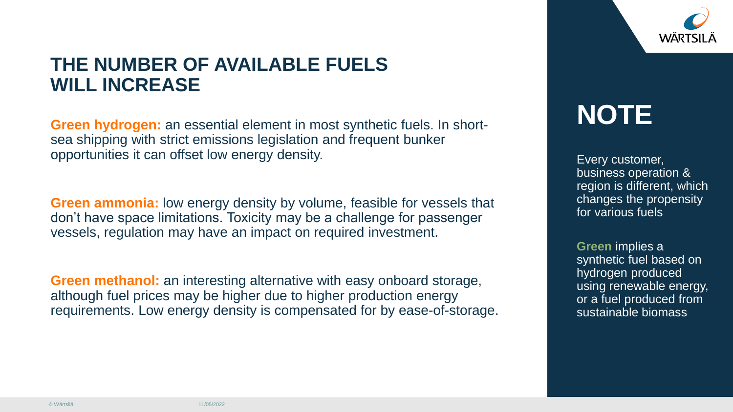# THE NUMBER OF AVAILABLE FUELS WILL INCREASE

**Green hydrogen:** an essential element in most synthetic fuels. In short-sea shipping with strict emissions legislation and frequent bunker opportunities it can offset low energy density.

**Green ammonia:** low energy density by volume, feasible for vessels that don't have space limitations. Toxicity may be a challenge for passenger vessels, regulation may have an impact on required investment.

**Green methanol:** an interesting alternative with easy onboard storage, although fuel prices may be higher due to higher production energy requirements. Low energy density is compensated for by ease-of-storage.

## NOTE

Every customer, business operation & region is different, which changes the propensity for various fuels

**Green** implies a synthetic fuel based on hydrogen produced using renewable energy, or a fuel produced from sustainable biomass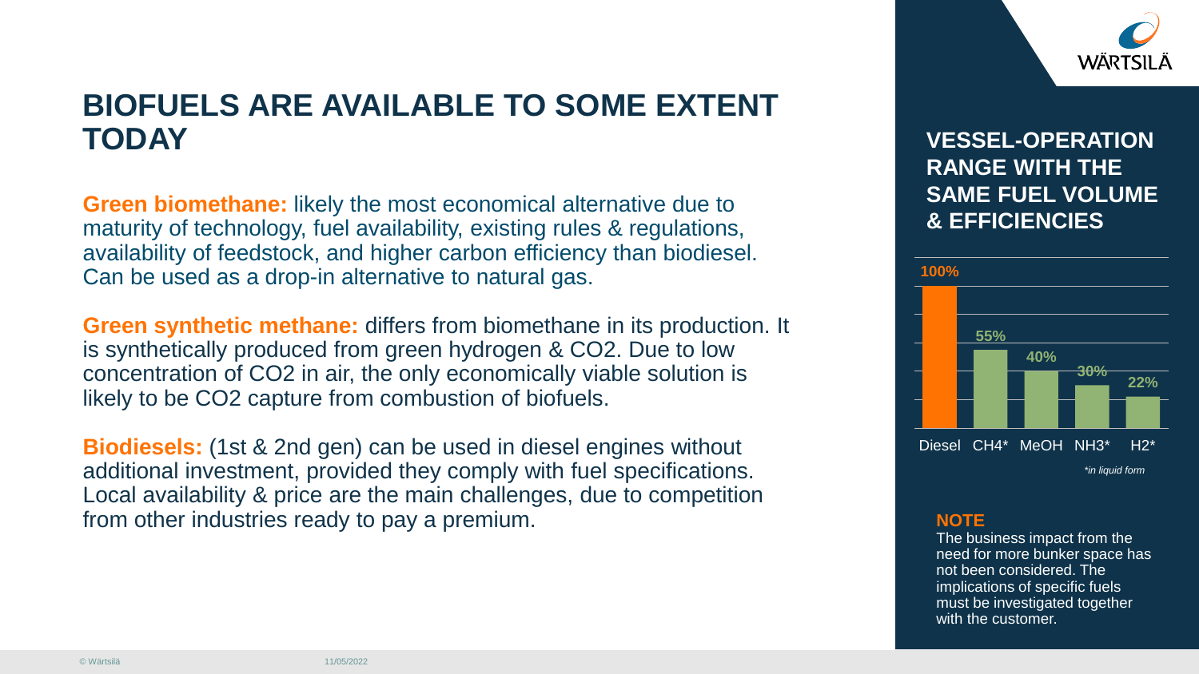# BIOFUELS ARE AVAILABLE TO SOME EXTENT TODAY

**Green biomethane:** likely the most economical alternative due to maturity of technology, fuel availability, existing rules & regulations, availability of feedstock, and higher carbon efficiency than biodiesel. Can be used as a drop-in alternative to natural gas.

**Green synthetic methane:** differs from biomethane in its production. It is synthetically produced from green hydrogen & $CO_2$. Due to low concentration of $CO_2$ in air, the only economically viable solution is likely to be $CO_2$ capture from combustion of biofuels.

**Biodiesels:** (1st & 2nd gen) can be used in diesel engines without additional investment, provided they comply with fuel specifications. Local availability & price are the main challenges, due to competition from other industries ready to pay a premium.

## VESSEL-OPERATION RANGE WITH THE SAME FUEL VOLUME & EFFICIENCIES

| Diesel | $CH_4$* | MeOH | $NH_3$* | $H_2$* |
|---|---|---|---|---|
| 100% | 55% | 40% | 30% | 22% |

*in liquid form

**NOTE**

The business impact from the need for more bunker space has not been considered. The implications of specific fuels must be investigated together with the customer.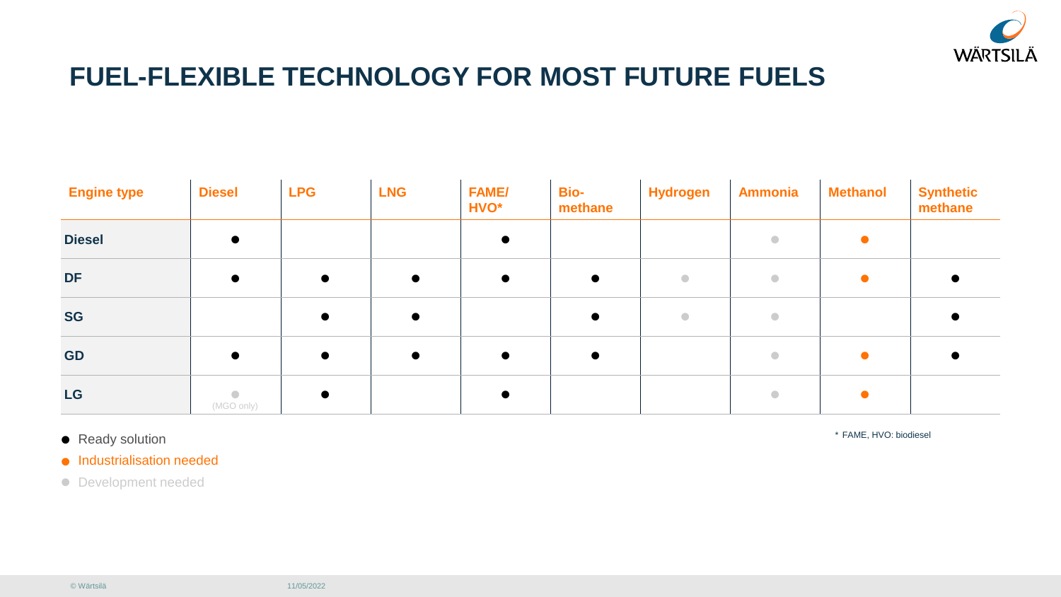# FUEL-FLEXIBLE TECHNOLOGY FOR MOST FUTURE FUELS

| Engine type | Diesel | LPG | LNG | FAME/ HVO* | Bio-methane | Hydrogen | Ammonia | Methanol | Synthetic methane |
|---|---|---|---|---|---|---|---|---|---|
| **Diesel** | ● | | | ● | | | ○ | ◉ | |
| **DF** | ● | ● | ● | ● | ● | ○ | ○ | ◉ | ● |
| **SG** | | ● | ● | | ● | ○ | ○ | | ● |
| **GD** | ● | ● | ● | ● | ● | | ○ | ◉ | ● |
| **LG** | ○ (MGO only) | ● | | ● | | | ○ | ◉ | |

- ● Ready solution
- ◉ Industrialisation needed
- ○ Development needed

\* FAME, HVO: biodiesel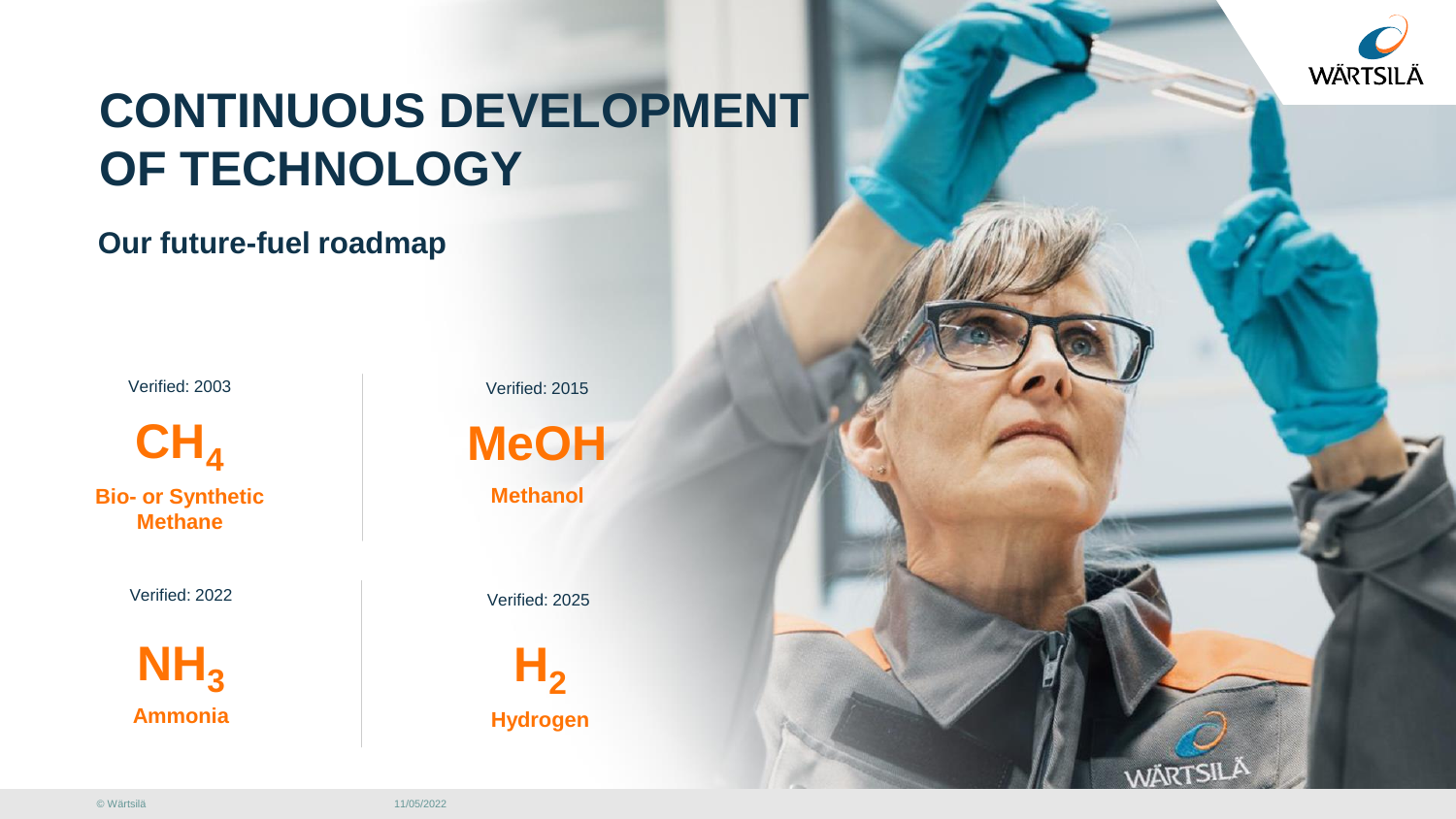# CONTINUOUS DEVELOPMENT OF TECHNOLOGY

## Our future-fuel roadmap

Verified: 2003

**$CH_4$**

**Bio- or Synthetic Methane**

Verified: 2015

**MeOH**

**Methanol**

Verified: 2022

**$NH_3$**

**Ammonia**

Verified: 2025

**$H_2$**

**Hydrogen**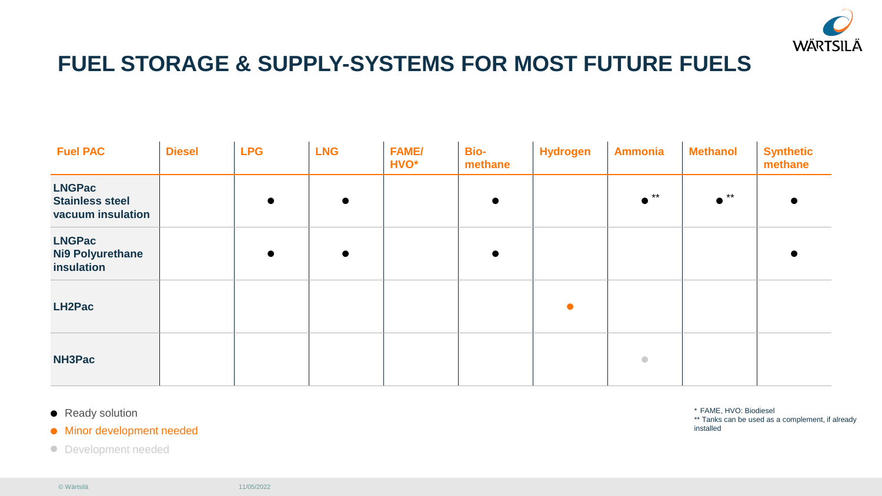# FUEL STORAGE & SUPPLY-SYSTEMS FOR MOST FUTURE FUELS

| Fuel PAC | Diesel | LPG | LNG | FAME/ HVO* | Bio-methane | Hydrogen | Ammonia | Methanol | Synthetic methane |
|---|---|---|---|---|---|---|---|---|---|
| **LNGPac Stainless steel vacuum insulation** | | ● | ● | | ● | | ● ** | ● ** | ● |
| **LNGPac Ni9 Polyurethane insulation** | | ● | ● | | ● | | | | ● |
| **LH2Pac** | | | | | | ● (Minor development needed) | | | |
| **NH3Pac** | | | | | | | ● (Development needed) | | |

- ● Ready solution
- ● Minor development needed
- ● Development needed

\* FAME, HVO: Biodiesel
\*\* Tanks can be used as a complement, if already installed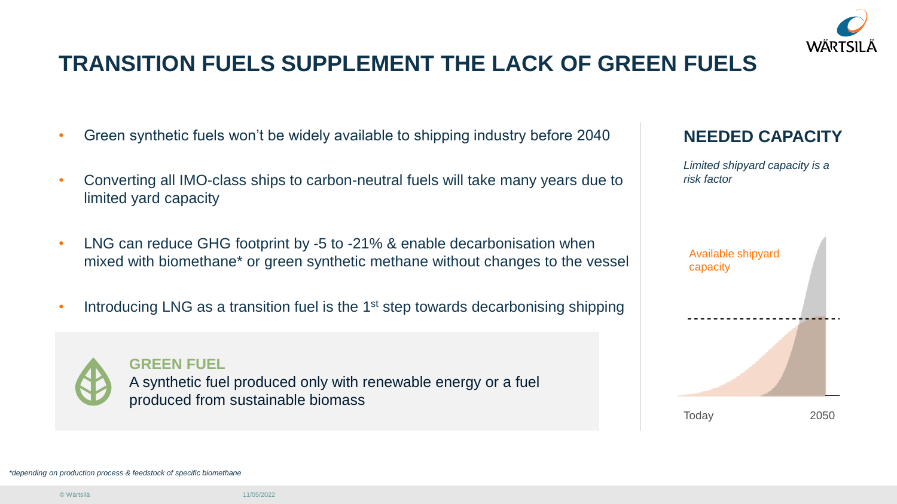# TRANSITION FUELS SUPPLEMENT THE LACK OF GREEN FUELS

- Green synthetic fuels won't be widely available to shipping industry before 2040
- Converting all IMO-class ships to carbon-neutral fuels will take many years due to limited yard capacity
- LNG can reduce GHG footprint by -5 to -21% & enable decarbonisation when mixed with biomethane* or green synthetic methane without changes to the vessel
- Introducing LNG as a transition fuel is the 1st step towards decarbonising shipping

**GREEN FUEL**
A synthetic fuel produced only with renewable energy or a fuel produced from sustainable biomass

## NEEDED CAPACITY

*Limited shipyard capacity is a risk factor*

Available shipyard capacity

Today 2050

*\*depending on production process & feedstock of specific biomethane*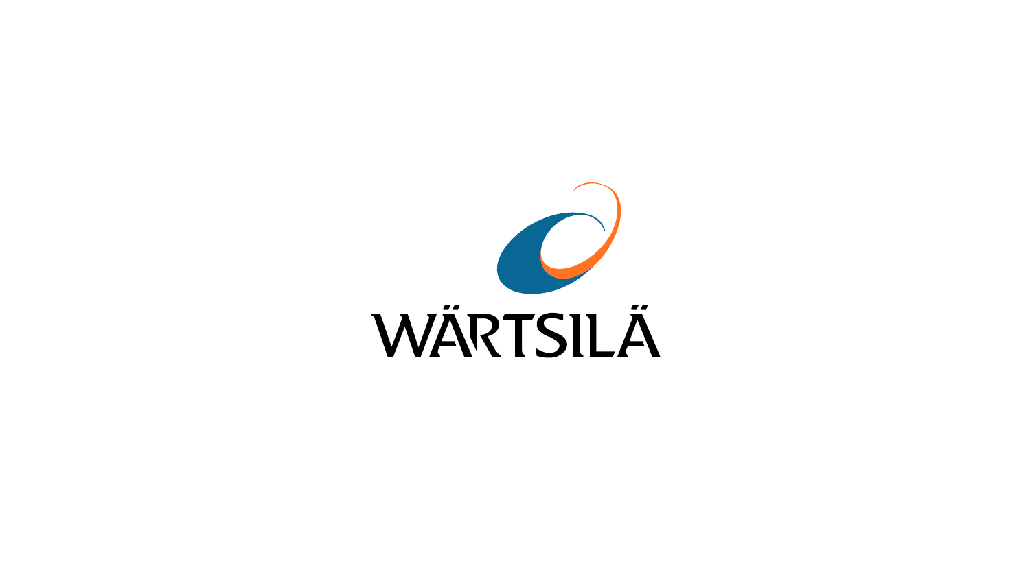WÄRTSILÄ